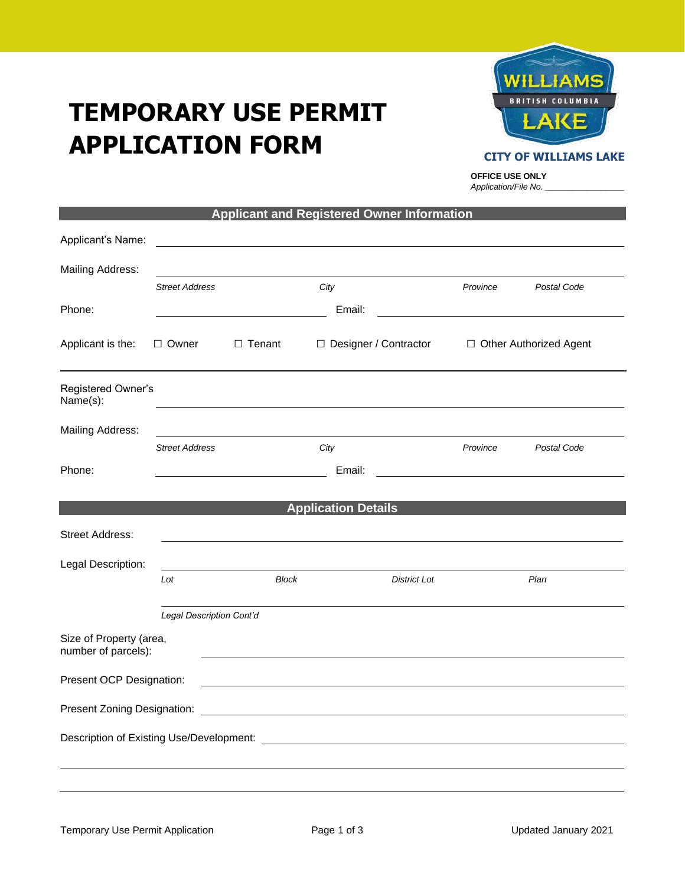# TEMPORARY USE PERMIT APPLICATION FORM

CITY OF WILLIAMS LAKE

**OFFICE USE ONLY**
*Application/File No.* __________________

## Applicant and Registered Owner Information

Applicant's Name: ______________________________________________

Mailing Address: ______________________________________________
*Street Address* *City* *Province* *Postal Code*

Phone: ____________________ Email: ____________________

Applicant is the: ☐ Owner ☐ Tenant ☐ Designer / Contractor ☐ Other Authorized Agent

---

Registered Owner's Name(s): ______________________________________________

Mailing Address: ______________________________________________
*Street Address* *City* *Province* *Postal Code*

Phone: ____________________ Email: ____________________

## Application Details

Street Address: ______________________________________________

Legal Description: ______________________________________________
*Lot* *Block* *District Lot* *Plan*

______________________________________________
*Legal Description Cont'd*

Size of Property (area, number of parcels): ______________________________________________

Present OCP Designation: ______________________________________________

Present Zoning Designation: ______________________________________________

Description of Existing Use/Development: ______________________________________________

______________________________________________

______________________________________________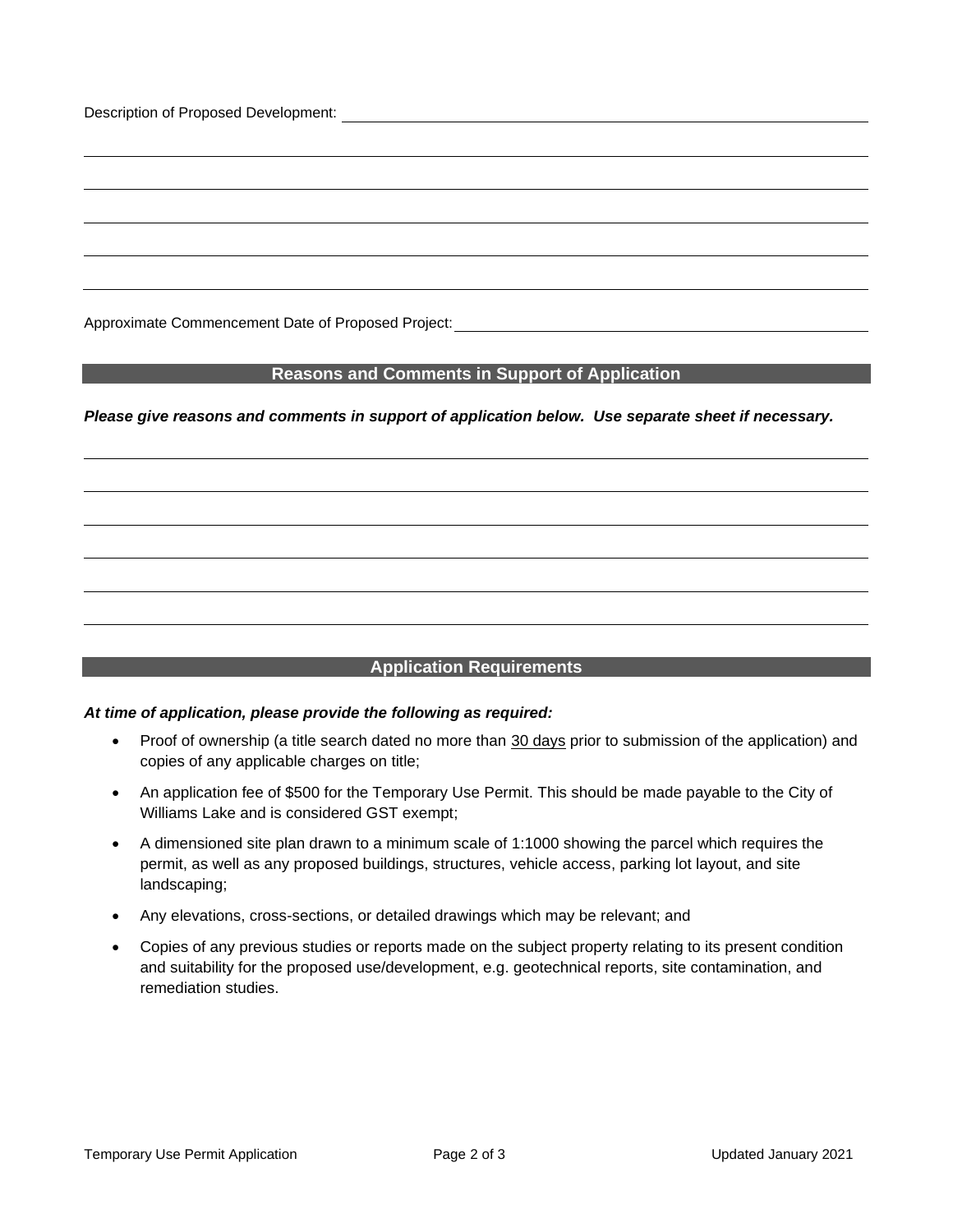Description of Proposed Development: ______________________________________________

______________________________________________

______________________________________________

______________________________________________

______________________________________________

______________________________________________

Approximate Commencement Date of Proposed Project: ______________________________

## Reasons and Comments in Support of Application

***Please give reasons and comments in support of application below. Use separate sheet if necessary.***

______________________________________________

______________________________________________

______________________________________________

______________________________________________

______________________________________________

______________________________________________

## Application Requirements

***At time of application, please provide the following as required:***

- Proof of ownership (a title search dated no more than 30 days prior to submission of the application) and copies of any applicable charges on title;
- An application fee of $500 for the Temporary Use Permit. This should be made payable to the City of Williams Lake and is considered GST exempt;
- A dimensioned site plan drawn to a minimum scale of 1:1000 showing the parcel which requires the permit, as well as any proposed buildings, structures, vehicle access, parking lot layout, and site landscaping;
- Any elevations, cross-sections, or detailed drawings which may be relevant; and
- Copies of any previous studies or reports made on the subject property relating to its present condition and suitability for the proposed use/development, e.g. geotechnical reports, site contamination, and remediation studies.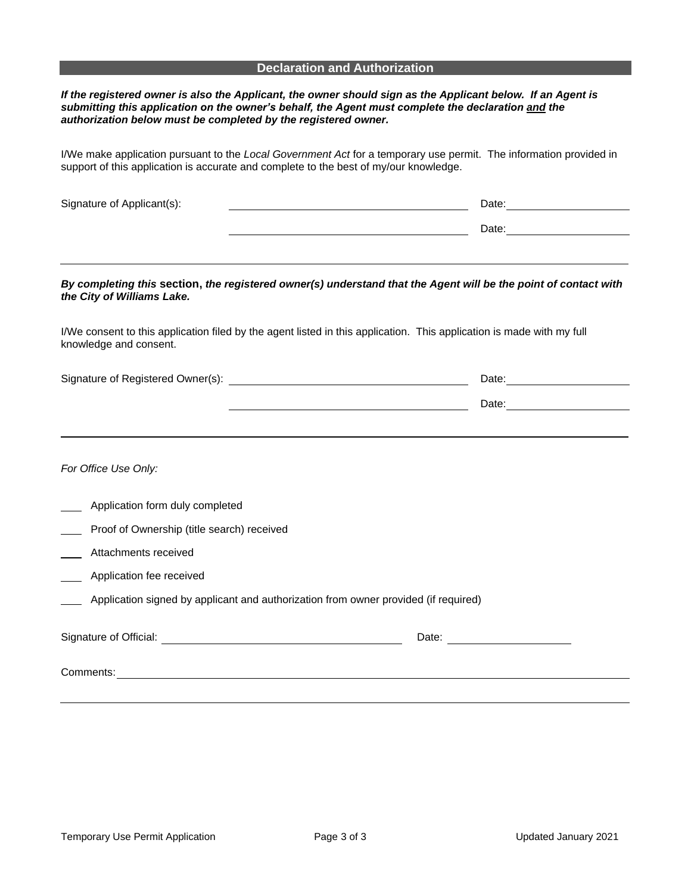## Declaration and Authorization

***If the registered owner is also the Applicant, the owner should sign as the Applicant below. If an Agent is submitting this application on the owner's behalf, the Agent must complete the declaration and the authorization below must be completed by the registered owner.***

I/We make application pursuant to the *Local Government Act* for a temporary use permit. The information provided in support of this application is accurate and complete to the best of my/our knowledge.

Signature of Applicant(s): ______________________________ Date: ________________

______________________________ Date: ________________

---

***By completing this* section*, the registered owner(s) understand that the Agent will be the point of contact with the City of Williams Lake.***

I/We consent to this application filed by the agent listed in this application. This application is made with my full knowledge and consent.

Signature of Registered Owner(s): ______________________________ Date: ________________

______________________________ Date: ________________

---

*For Office Use Only:*

____ Application form duly completed

____ Proof of Ownership (title search) received

____ Attachments received

____ Application fee received

____ Application signed by applicant and authorization from owner provided (if required)

Signature of Official: ______________________________ Date: ________________

Comments: ________________________________________________________________

________________________________________________________________